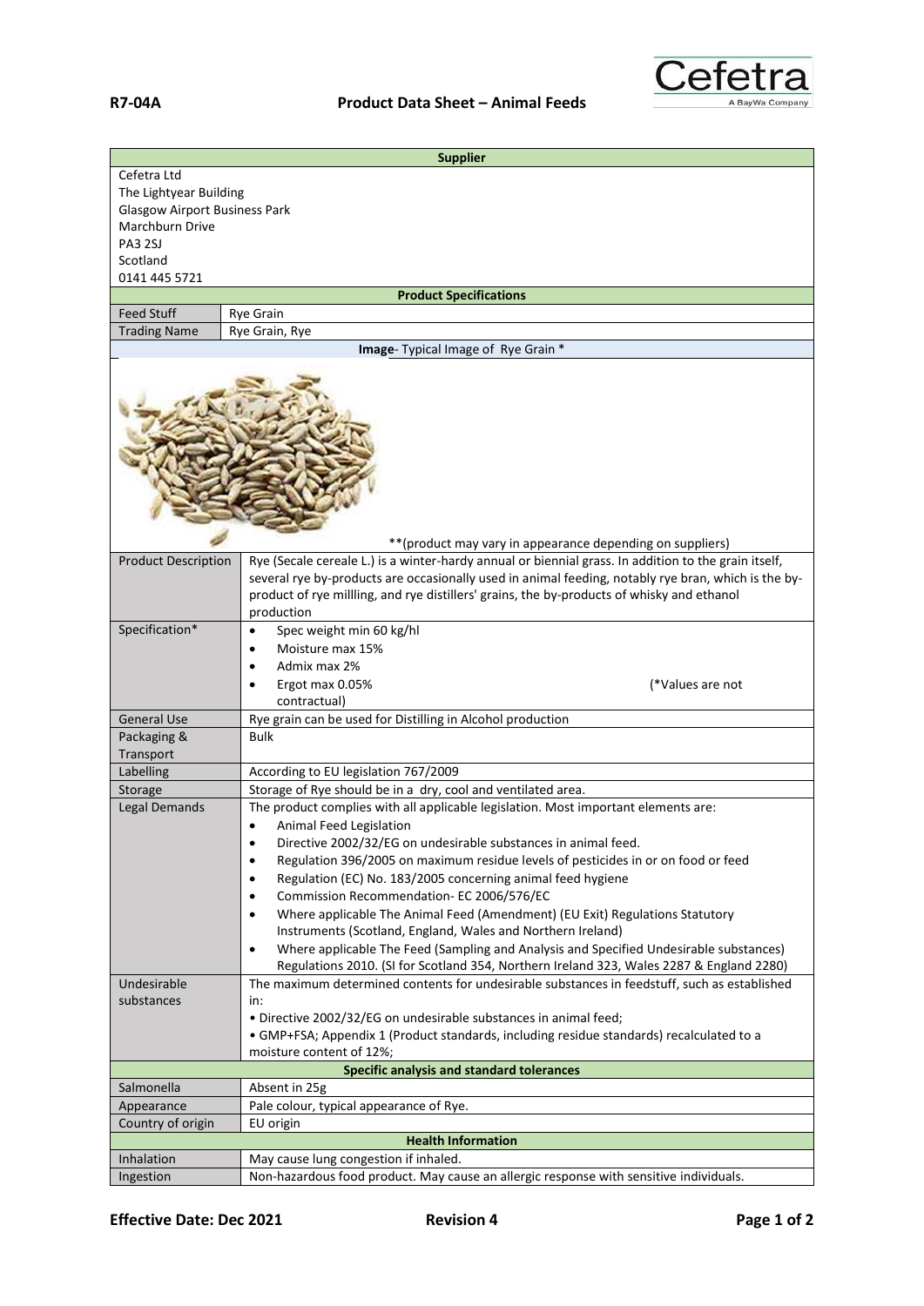**R7-04A** **Product Data Sheet – Animal Feeds**

Cefetra
A BayWa Company

| **Supplier** | |
|---|---|
| Cefetra Ltd<br>The Lightyear Building<br>Glasgow Airport Business Park<br>Marchburn Drive<br>PA3 2SJ<br>Scotland<br>0141 445 5721 | |
| **Product Specifications** | |
| Feed Stuff | Rye Grain |
| Trading Name | Rye Grain, Rye |
| **Image**- Typical Image of Rye Grain * | |
| **(product may vary in appearance depending on suppliers) | |
| Product Description | Rye (Secale cereale L.) is a winter-hardy annual or biennial grass. In addition to the grain itself, several rye by-products are occasionally used in animal feeding, notably rye bran, which is the by-product of rye millling, and rye distillers' grains, the by-products of whisky and ethanol production |
| Specification* | • Spec weight min 60 kg/hl<br>• Moisture max 15%<br>• Admix max 2%<br>• Ergot max 0.05% (*Values are not contractual) |
| General Use | Rye grain can be used for Distilling in Alcohol production |
| Packaging & Transport | Bulk |
| Labelling | According to EU legislation 767/2009 |
| Storage | Storage of Rye should be in a dry, cool and ventilated area. |
| Legal Demands | The product complies with all applicable legislation. Most important elements are:<br>• Animal Feed Legislation<br>• Directive 2002/32/EG on undesirable substances in animal feed.<br>• Regulation 396/2005 on maximum residue levels of pesticides in or on food or feed<br>• Regulation (EC) No. 183/2005 concerning animal feed hygiene<br>• Commission Recommendation- EC 2006/576/EC<br>• Where applicable The Animal Feed (Amendment) (EU Exit) Regulations Statutory Instruments (Scotland, England, Wales and Northern Ireland)<br>• Where applicable The Feed (Sampling and Analysis and Specified Undesirable substances) Regulations 2010. (SI for Scotland 354, Northern Ireland 323, Wales 2287 & England 2280) |
| Undesirable substances | The maximum determined contents for undesirable substances in feedstuff, such as established in:<br>• Directive 2002/32/EG on undesirable substances in animal feed;<br>• GMP+FSA; Appendix 1 (Product standards, including residue standards) recalculated to a moisture content of 12%; |
| **Specific analysis and standard tolerances** | |
| Salmonella | Absent in 25g |
| Appearance | Pale colour, typical appearance of Rye. |
| Country of origin | EU origin |
| **Health Information** | |
| Inhalation | May cause lung congestion if inhaled. |
| Ingestion | Non-hazardous food product. May cause an allergic response with sensitive individuals. |

**Effective Date: Dec 2021** **Revision 4**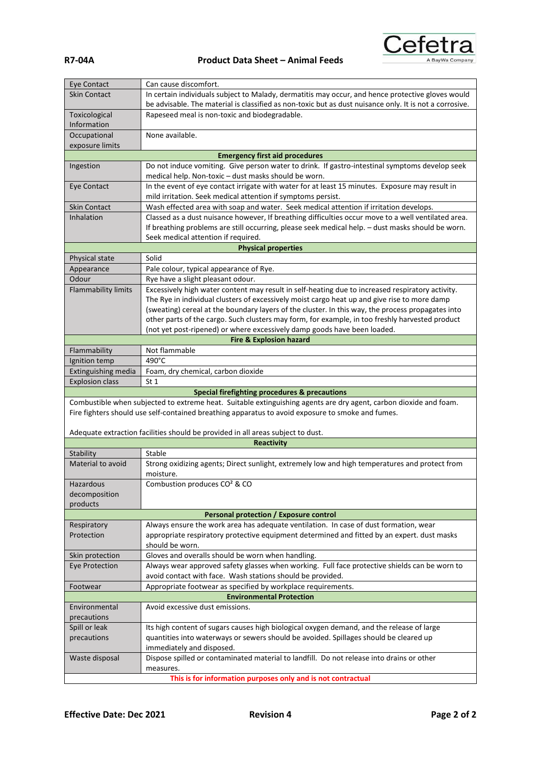| | |
|---|---|
| Eye Contact | Can cause discomfort. |
| Skin Contact | In certain individuals subject to Malady, dermatitis may occur, and hence protective gloves would be advisable. The material is classified as non-toxic but as dust nuisance only. It is not a corrosive. |
| Toxicological Information | Rapeseed meal is non-toxic and biodegradable. |
| Occupational exposure limits | None available. |
| **Emergency first aid procedures** | |
| Ingestion | Do not induce vomiting. Give person water to drink. If gastro-intestinal symptoms develop seek medical help. Non-toxic – dust masks should be worn. |
| Eye Contact | In the event of eye contact irrigate with water for at least 15 minutes. Exposure may result in mild irritation. Seek medical attention if symptoms persist. |
| Skin Contact | Wash effected area with soap and water. Seek medical attention if irritation develops. |
| Inhalation | Classed as a dust nuisance however, If breathing difficulties occur move to a well ventilated area. If breathing problems are still occurring, please seek medical help. – dust masks should be worn. Seek medical attention if required. |
| **Physical properties** | |
| Physical state | Solid |
| Appearance | Pale colour, typical appearance of Rye. |
| Odour | Rye have a slight pleasant odour. |
| Flammability limits | Excessively high water content may result in self-heating due to increased respiratory activity. The Rye in individual clusters of excessively moist cargo heat up and give rise to more damp (sweating) cereal at the boundary layers of the cluster. In this way, the process propagates into other parts of the cargo. Such clusters may form, for example, in too freshly harvested product (not yet post-ripened) or where excessively damp goods have been loaded. |
| **Fire & Explosion hazard** | |
| Flammability | Not flammable |
| Ignition temp | 490°C |
| Extinguishing media | Foam, dry chemical, carbon dioxide |
| Explosion class | St 1 |
| **Special firefighting procedures & precautions** | |
| Combustible when subjected to extreme heat. Suitable extinguishing agents are dry agent, carbon dioxide and foam. Fire fighters should use self-contained breathing apparatus to avoid exposure to smoke and fumes.<br><br>Adequate extraction facilities should be provided in all areas subject to dust. | |
| **Reactivity** | |
| Stability | Stable |
| Material to avoid | Strong oxidizing agents; Direct sunlight, extremely low and high temperatures and protect from moisture. |
| Hazardous decomposition products | Combustion produces $CO^2$ & CO |
| **Personal protection / Exposure control** | |
| Respiratory Protection | Always ensure the work area has adequate ventilation. In case of dust formation, wear appropriate respiratory protective equipment determined and fitted by an expert. dust masks should be worn. |
| Skin protection | Gloves and overalls should be worn when handling. |
| Eye Protection | Always wear approved safety glasses when working. Full face protective shields can be worn to avoid contact with face. Wash stations should be provided. |
| Footwear | Appropriate footwear as specified by workplace requirements. |
| **Environmental Protection** | |
| Environmental precautions | Avoid excessive dust emissions. |
| Spill or leak precautions | Its high content of sugars causes high biological oxygen demand, and the release of large quantities into waterways or sewers should be avoided. Spillages should be cleared up immediately and disposed. |
| Waste disposal | Dispose spilled or contaminated material to landfill. Do not release into drains or other measures. |
| **This is for information purposes only and is not contractual** | |

**Effective Date: Dec 2021** **Revision 4**